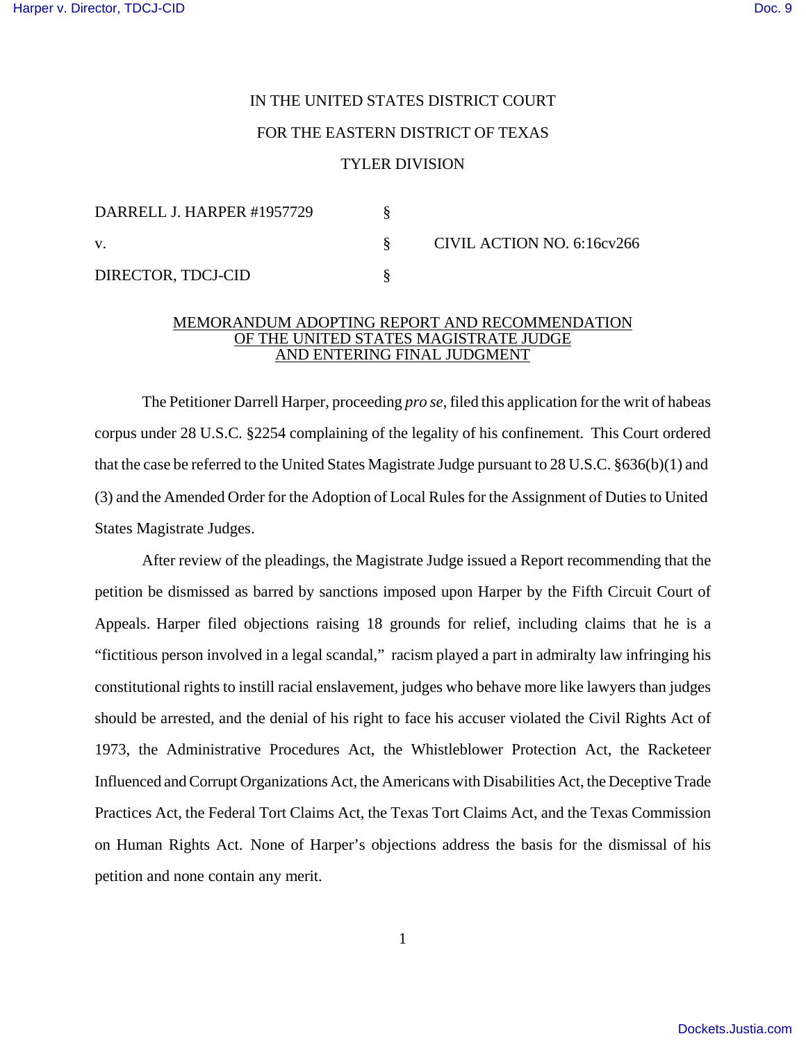IN THE UNITED STATES DISTRICT COURT

FOR THE EASTERN DISTRICT OF TEXAS

TYLER DIVISION

| | | |
|---|---|---|
| DARRELL J. HARPER #1957729 | § | |
| v. | § | CIVIL ACTION NO. 6:16cv266 |
| DIRECTOR, TDCJ-CID | § | |

MEMORANDUM ADOPTING REPORT AND RECOMMENDATION
OF THE UNITED STATES MAGISTRATE JUDGE
AND ENTERING FINAL JUDGMENT

The Petitioner Darrell Harper, proceeding *pro se*, filed this application for the writ of habeas corpus under 28 U.S.C. §2254 complaining of the legality of his confinement. This Court ordered that the case be referred to the United States Magistrate Judge pursuant to 28 U.S.C. §636(b)(1) and (3) and the Amended Order for the Adoption of Local Rules for the Assignment of Duties to United States Magistrate Judges.

After review of the pleadings, the Magistrate Judge issued a Report recommending that the petition be dismissed as barred by sanctions imposed upon Harper by the Fifth Circuit Court of Appeals. Harper filed objections raising 18 grounds for relief, including claims that he is a "fictitious person involved in a legal scandal," racism played a part in admiralty law infringing his constitutional rights to instill racial enslavement, judges who behave more like lawyers than judges should be arrested, and the denial of his right to face his accuser violated the Civil Rights Act of 1973, the Administrative Procedures Act, the Whistleblower Protection Act, the Racketeer Influenced and Corrupt Organizations Act, the Americans with Disabilities Act, the Deceptive Trade Practices Act, the Federal Tort Claims Act, the Texas Tort Claims Act, and the Texas Commission on Human Rights Act. None of Harper's objections address the basis for the dismissal of his petition and none contain any merit.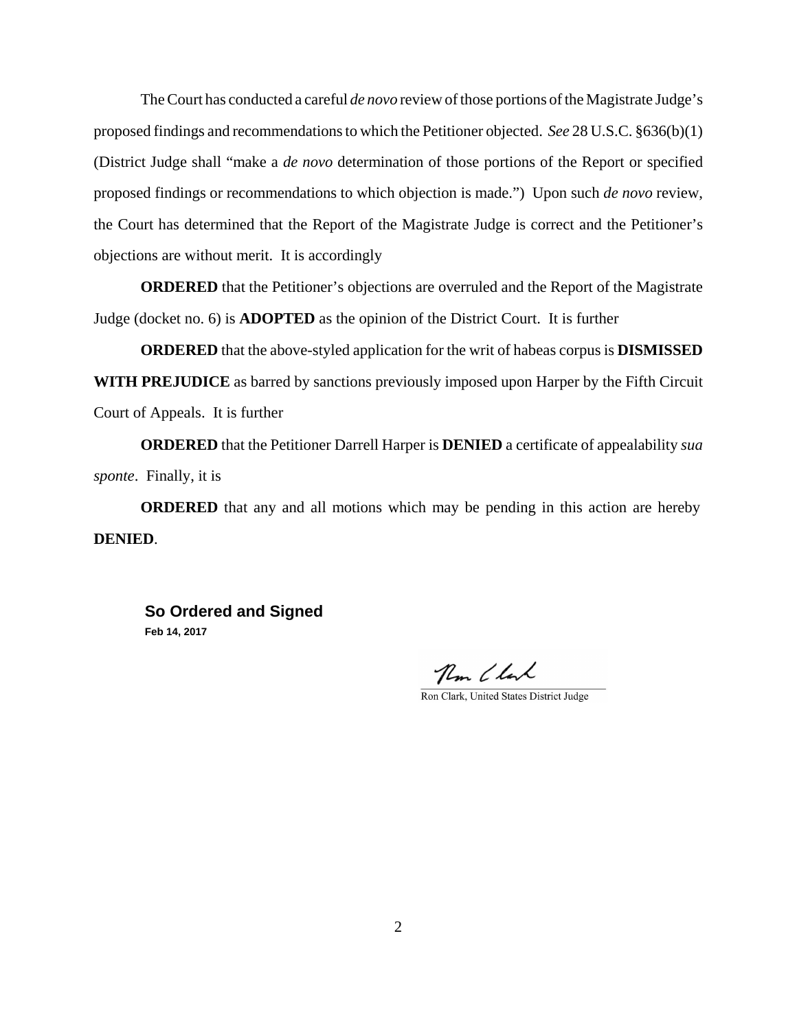The Court has conducted a careful *de novo* review of those portions of the Magistrate Judge's proposed findings and recommendations to which the Petitioner objected. *See* 28 U.S.C. §636(b)(1) (District Judge shall "make a *de novo* determination of those portions of the Report or specified proposed findings or recommendations to which objection is made.") Upon such *de novo* review, the Court has determined that the Report of the Magistrate Judge is correct and the Petitioner's objections are without merit. It is accordingly

**ORDERED** that the Petitioner's objections are overruled and the Report of the Magistrate Judge (docket no. 6) is **ADOPTED** as the opinion of the District Court. It is further

**ORDERED** that the above-styled application for the writ of habeas corpus is **DISMISSED WITH PREJUDICE** as barred by sanctions previously imposed upon Harper by the Fifth Circuit Court of Appeals. It is further

**ORDERED** that the Petitioner Darrell Harper is **DENIED** a certificate of appealability *sua sponte*. Finally, it is

**ORDERED** that any and all motions which may be pending in this action are hereby **DENIED**.

**So Ordered and Signed**
**Feb 14, 2017**

Ron Clark, United States District Judge